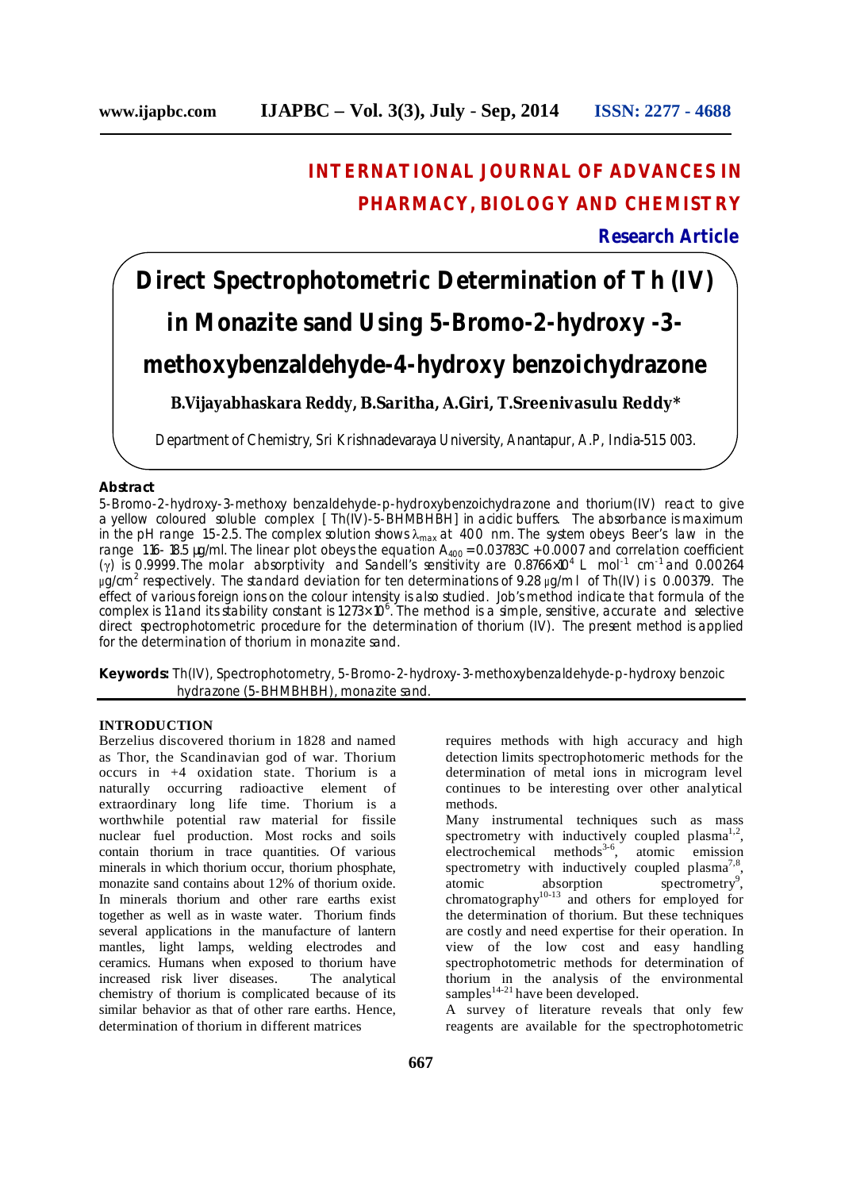INTERNATIONAL JOURNAL OF ADVANCES IN PHARMACY, BIOLOGY AND CHEMISTRY

**Research Article**

# Direct Spectrophotometric Determination of Th (IV) in Monazite sand Using 5-Bromo-2-hydroxy -3-methoxybenzaldehyde-4-hydroxy benzoichydrazone

**B.Vijayabhaskara Reddy, B.Saritha, A.Giri, T.Sreenivasulu Reddy***

Department of Chemistry, Sri Krishnadevaraya University, Anantapur, A.P, India-515 003.

## Abstract

5-Bromo-2-hydroxy-3-methoxy benzaldehyde-p-hydroxybenzoichydrazone and thorium(IV) react to give a yellow coloured soluble complex [Th(IV)-5-BHMBHBH] in acidic buffers. The absorbance is maximum in the pH range 1.5-2.5. The complex solution shows $\lambda_{max}$ at 400 nm. The system obeys Beer's law in the range 1.16- 18.5 µg/ml. The linear plot obeys the equation $A_{400} = 0.03783C + 0.0007$ and correlation coefficient ($\gamma$) is 0.9999. The molar absorptivity and Sandell's sensitivity are $0.8766\times10^{4}$ L mol$^{-1}$ cm$^{-1}$ and 0.00264 µg/cm$^{2}$ respectively. The standard deviation for ten determinations of 9.28 µg/ml of Th(IV) is 0.00379. The effect of various foreign ions on the colour intensity is also studied. Job's method indicate that formula of the complex is 1:1 and its stability constant is $1.273\times10^{6}$. The method is a simple, sensitive, accurate and selective direct spectrophotometric procedure for the determination of thorium (IV). The present method is applied for the determination of thorium in monazite sand.

**Keywords:** Th(IV), Spectrophotometry, 5-Bromo-2-hydroxy-3-methoxybenzaldehyde-p-hydroxy benzoic hydrazone (5-BHMBHBH), monazite sand.

## INTRODUCTION

Berzelius discovered thorium in 1828 and named as Thor, the Scandinavian god of war. Thorium occurs in +4 oxidation state. Thorium is a naturally occurring radioactive element of extraordinary long life time. Thorium is a worthwhile potential raw material for fissile nuclear fuel production. Most rocks and soils contain thorium in trace quantities. Of various minerals in which thorium occur, thorium phosphate, monazite sand contains about 12% of thorium oxide. In minerals thorium and other rare earths exist together as well as in waste water. Thorium finds several applications in the manufacture of lantern mantles, light lamps, welding electrodes and ceramics. Humans when exposed to thorium have increased risk liver diseases. The analytical chemistry of thorium is complicated because of its similar behavior as that of other rare earths. Hence, determination of thorium in different matrices requires methods with high accuracy and high detection limits spectrophotometric methods for the determination of metal ions in microgram level continues to be interesting over other analytical methods.

Many instrumental techniques such as mass spectrometry with inductively coupled plasma[1,2], electrochemical methods[3-6], atomic emission spectrometry with inductively coupled plasma[7,8], atomic absorption spectrometry[9], chromatography[10-13] and others for employed for the determination of thorium. But these techniques are costly and need expertise for their operation. In view of the low cost and easy handling spectrophotometric methods for determination of thorium in the analysis of the environmental samples[14-21] have been developed.

A survey of literature reveals that only few reagents are available for the spectrophotometric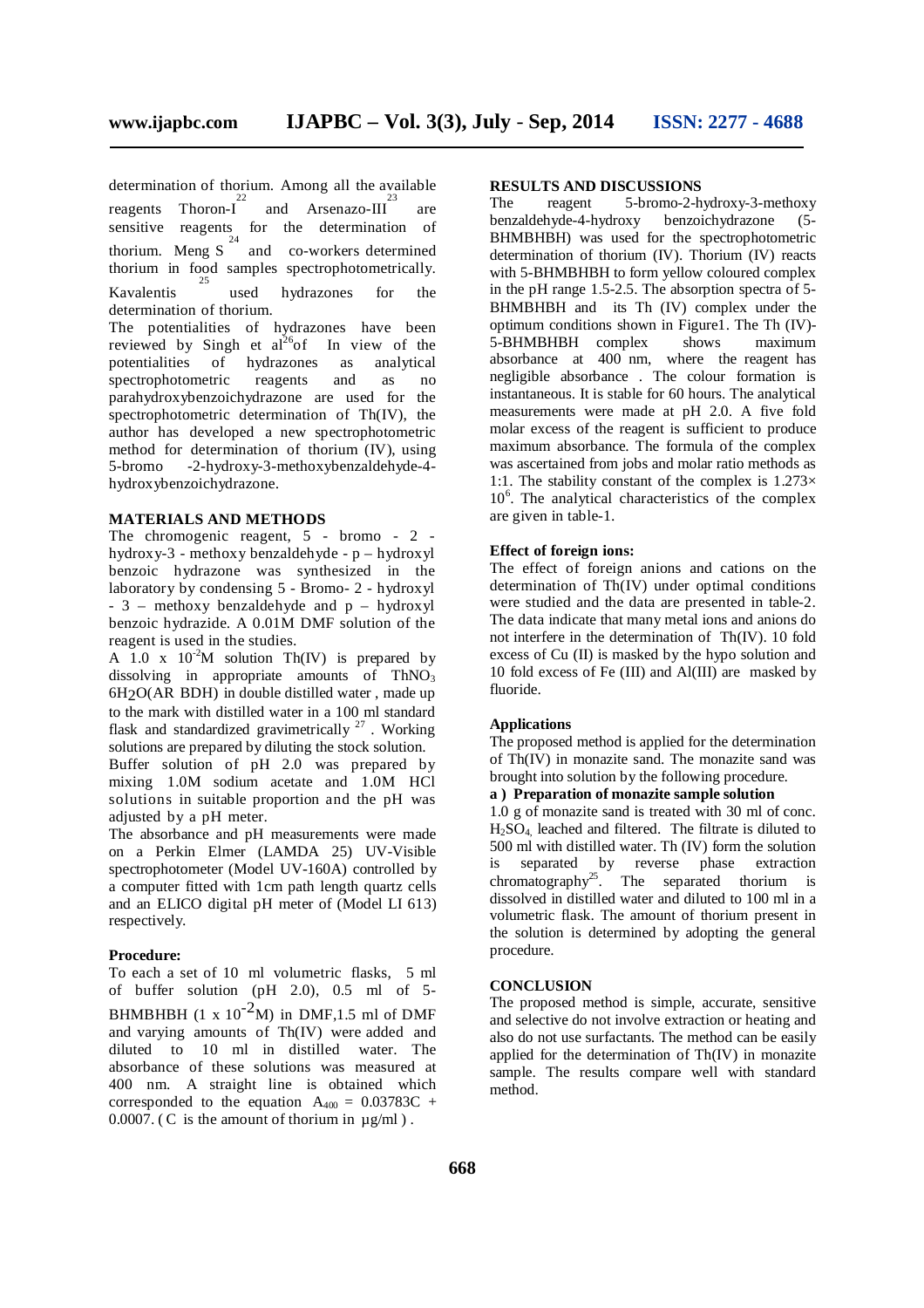determination of thorium. Among all the available reagents Thoron-I[22] and Arsenazo-III[23] are sensitive reagents for the determination of thorium. Meng S[24] and co-workers determined thorium in food samples spectrophotometrically. Kavalentis[25] used hydrazones for the determination of thorium.

The potentialities of hydrazones have been reviewed by Singh et al[26]of In view of the potentialities of hydrazones as analytical spectrophotometric reagents and as no parahydroxybenzoichydrazone are used for the spectrophotometric determination of Th(IV), the author has developed a new spectrophotometric method for determination of thorium (IV), using 5-bromo -2-hydroxy-3-methoxybenzaldehyde-4-hydroxybenzoichydrazone.

## MATERIALS AND METHODS

The chromogenic reagent, 5 - bromo - 2 - hydroxy-3 - methoxy benzaldehyde - p – hydroxyl benzoic hydrazone was synthesized in the laboratory by condensing 5 - Bromo- 2 - hydroxyl - 3 – methoxy benzaldehyde and p – hydroxyl benzoic hydrazide. A 0.01M DMF solution of the reagent is used in the studies.

A 1.0 x $10^{-2}$M solution Th(IV) is prepared by dissolving in appropriate amounts of $ThNO_3$ $6H_2O$(AR BDH) in double distilled water , made up to the mark with distilled water in a 100 ml standard flask and standardized gravimetrically [27] . Working solutions are prepared by diluting the stock solution.

Buffer solution of pH 2.0 was prepared by mixing 1.0M sodium acetate and 1.0M HCl solutions in suitable proportion and the pH was adjusted by a pH meter.

The absorbance and pH measurements were made on a Perkin Elmer (LAMDA 25) UV-Visible spectrophotometer (Model UV-160A) controlled by a computer fitted with 1cm path length quartz cells and an ELICO digital pH meter of (Model LI 613) respectively.

### Procedure:

To each a set of 10 ml volumetric flasks, 5 ml of buffer solution (pH 2.0), 0.5 ml of 5-BHMBHBH (1 x $10^{-2}$M) in DMF,1.5 ml of DMF and varying amounts of Th(IV) were added and diluted to 10 ml in distilled water. The absorbance of these solutions was measured at 400 nm. A straight line is obtained which corresponded to the equation $A_{400} = 0.03783C + 0.0007$. ( C is the amount of thorium in µg/ml ) .

## RESULTS AND DISCUSSIONS

The reagent 5-bromo-2-hydroxy-3-methoxy benzaldehyde-4-hydroxy benzoichydrazone (5-BHMBHBH) was used for the spectrophotometric determination of thorium (IV). Thorium (IV) reacts with 5-BHMBHBH to form yellow coloured complex in the pH range 1.5-2.5. The absorption spectra of 5-BHMBHBH and its Th (IV) complex under the optimum conditions shown in Figure1. The Th (IV)-5-BHMBHBH complex shows maximum absorbance at 400 nm, where the reagent has negligible absorbance . The colour formation is instantaneous. It is stable for 60 hours. The analytical measurements were made at pH 2.0. A five fold molar excess of the reagent is sufficient to produce maximum absorbance. The formula of the complex was ascertained from jobs and molar ratio methods as 1:1. The stability constant of the complex is $1.273 \times 10^6$. The analytical characteristics of the complex are given in table-1.

### Effect of foreign ions:

The effect of foreign anions and cations on the determination of Th(IV) under optimal conditions were studied and the data are presented in table-2. The data indicate that many metal ions and anions do not interfere in the determination of Th(IV). 10 fold excess of Cu (II) is masked by the hypo solution and 10 fold excess of Fe (III) and Al(III) are masked by fluoride.

### Applications

The proposed method is applied for the determination of Th(IV) in monazite sand. The monazite sand was brought into solution by the following procedure.

**a ) Preparation of monazite sample solution**

1.0 g of monazite sand is treated with 30 ml of conc. $H_2SO_4$ leached and filtered. The filtrate is diluted to 500 ml with distilled water. Th (IV) form the solution is separated by reverse phase extraction chromatography[25]. The separated thorium is dissolved in distilled water and diluted to 100 ml in a volumetric flask. The amount of thorium present in the solution is determined by adopting the general procedure.

## CONCLUSION

The proposed method is simple, accurate, sensitive and selective do not involve extraction or heating and also do not use surfactants. The method can be easily applied for the determination of Th(IV) in monazite sample. The results compare well with standard method.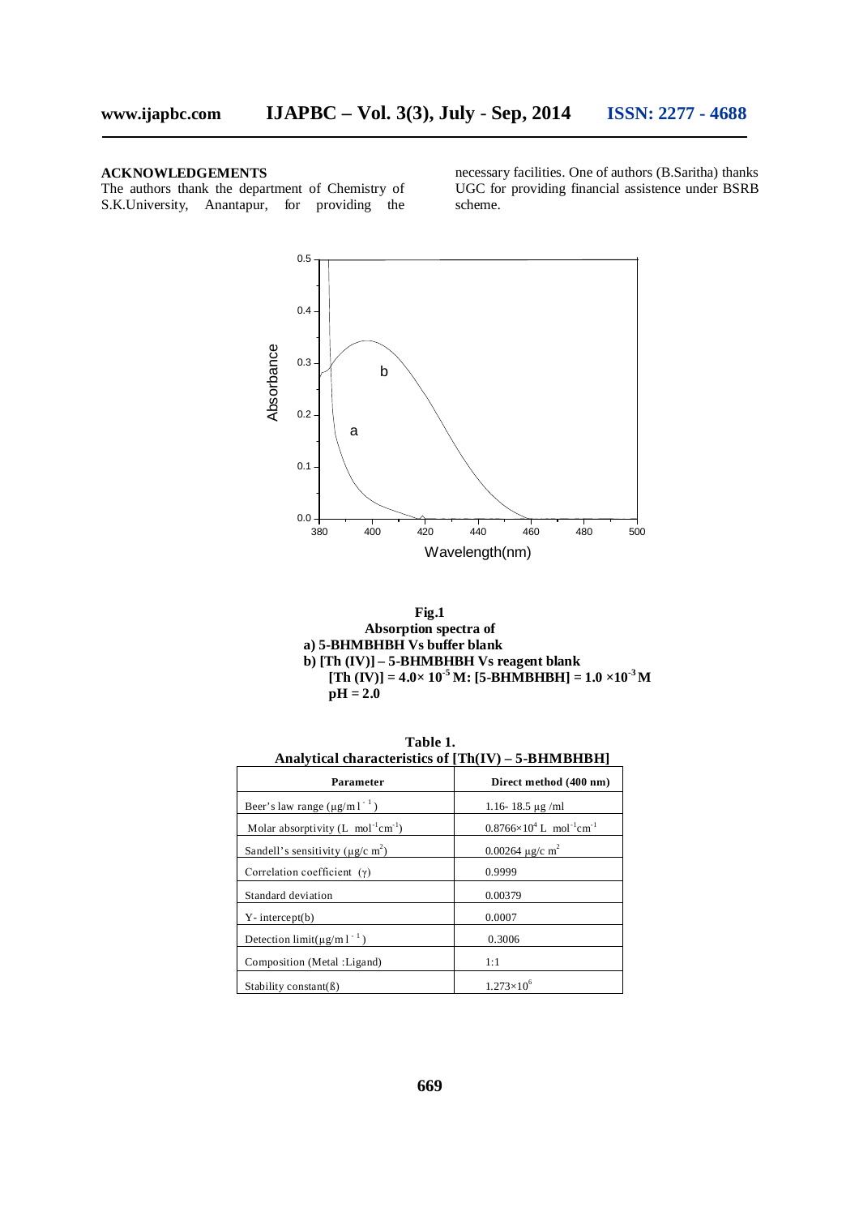**ACKNOWLEDGEMENTS**

The authors thank the department of Chemistry of S.K.University, Anantapur, for providing the necessary facilities. One of authors (B.Saritha) thanks UGC for providing financial assistence under BSRB scheme.

**Fig.1**
**Absorption spectra of**
**a) 5-BHMBHBH Vs buffer blank**
**b) [Th (IV)] – 5-BHMBHBH Vs reagent blank**
**[Th (IV)] = $4.0\times 10^{-5}$ M: [5-BHMBHBH] = $1.0\times 10^{-3}$ M**
**pH = 2.0**

**Table 1.**
**Analytical characteristics of [Th(IV) – 5-BHMBHBH]**

| Parameter | Direct method (400 nm) |
|---|---|
| Beer's law range ($\mu g/ml^{-1}$) | 1.16- 18.5 µg /ml |
| Molar absorptivity (L $mol^{-1}cm^{-1}$) | $0.8766\times10^{4}$ L $mol^{-1}cm^{-1}$ |
| Sandell's sensitivity ($\mu g/c\ m^2$) | 0.00264 $\mu g/c\ m^2$ |
| Correlation coefficient ($\gamma$) | 0.9999 |
| Standard deviation | 0.00379 |
| Y- intercept(b) | 0.0007 |
| Detection limit($\mu g/ml^{-1}$) | 0.3006 |
| Composition (Metal :Ligand) | 1:1 |
| Stability constant(ß) | $1.273\times10^{6}$ |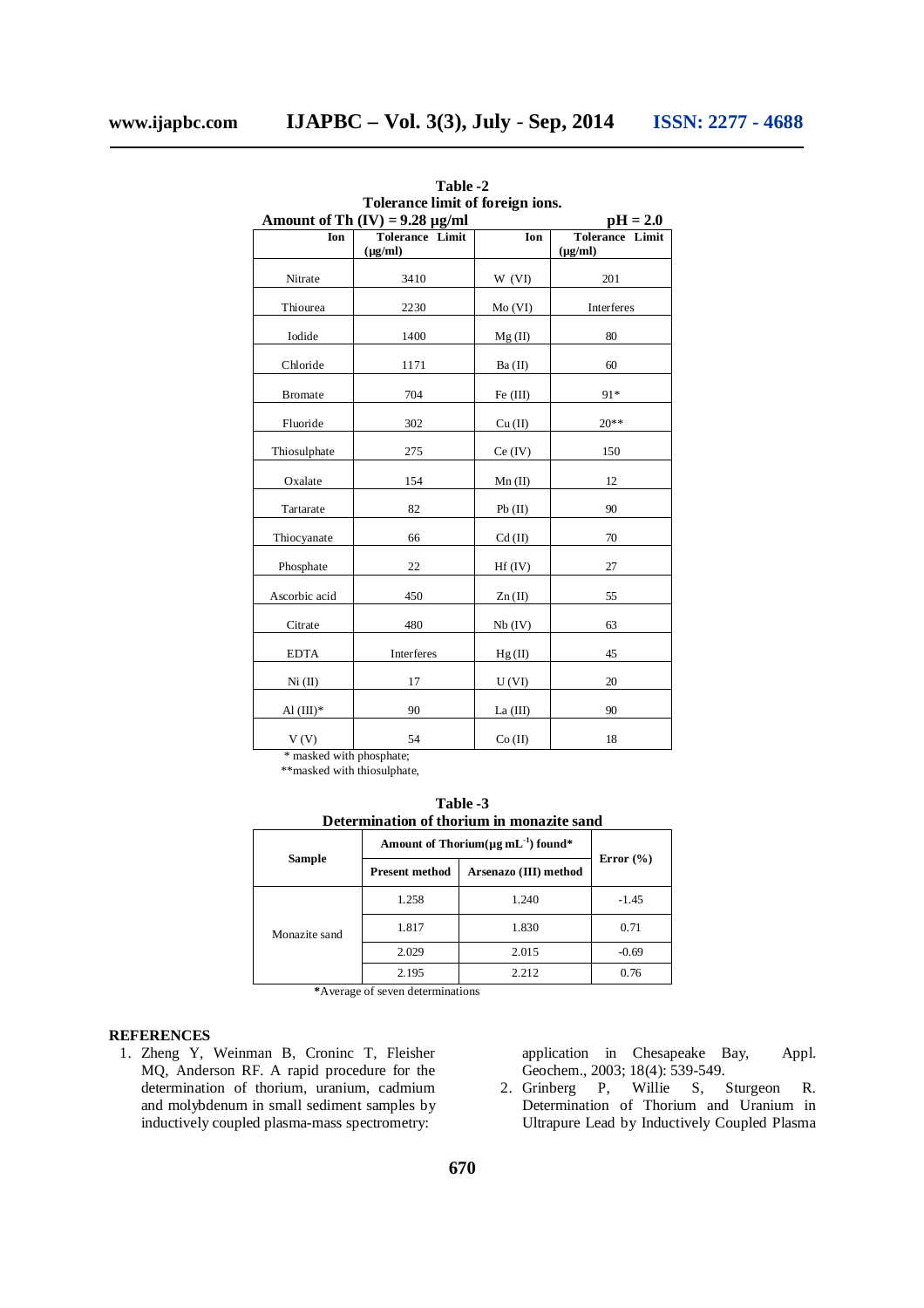**Table -2**
**Tolerance limit of foreign ions.**

**Amount of Th (IV) = 9.28 µg/ml** **pH = 2.0**

| Ion | Tolerance Limit (µg/ml) | Ion | Tolerance Limit (µg/ml) |
|---|---|---|---|
| Nitrate | 3410 | W (VI) | 201 |
| Thiourea | 2230 | Mo (VI) | Interferes |
| Iodide | 1400 | Mg (II) | 80 |
| Chloride | 1171 | Ba (II) | 60 |
| Bromate | 704 | Fe (III) | 91* |
| Fluoride | 302 | Cu (II) | 20** |
| Thiosulphate | 275 | Ce (IV) | 150 |
| Oxalate | 154 | Mn (II) | 12 |
| Tartarate | 82 | Pb (II) | 90 |
| Thiocyanate | 66 | Cd (II) | 70 |
| Phosphate | 22 | Hf (IV) | 27 |
| Ascorbic acid | 450 | Zn (II) | 55 |
| Citrate | 480 | Nb (IV) | 63 |
| EDTA | Interferes | Hg (II) | 45 |
| Ni (II) | 17 | U (VI) | 20 |
| Al (III)* | 90 | La (III) | 90 |
| V (V) | 54 | Co (II) | 18 |

\* masked with phosphate;
\*\*masked with thiosulphate,

**Table -3**
**Determination of thorium in monazite sand**

| Sample | Amount of Thorium(µg mL$^{-1}$) found* | | Error (%) |
|---|---|---|---|
| | Present method | Arsenazo (III) method | |
| Monazite sand | 1.258 | 1.240 | -1.45 |
| | 1.817 | 1.830 | 0.71 |
| | 2.029 | 2.015 | -0.69 |
| | 2.195 | 2.212 | 0.76 |

**\***Average of seven determinations

## REFERENCES

1. Zheng Y, Weinman B, Croninc T, Fleisher MQ, Anderson RF. A rapid procedure for the determination of thorium, uranium, cadmium and molybdenum in small sediment samples by inductively coupled plasma-mass spectrometry: application in Chesapeake Bay, Appl. Geochem., 2003; 18(4): 539-549.
2. Grinberg P, Willie S, Sturgeon R. Determination of Thorium and Uranium in Ultrapure Lead by Inductively Coupled Plasma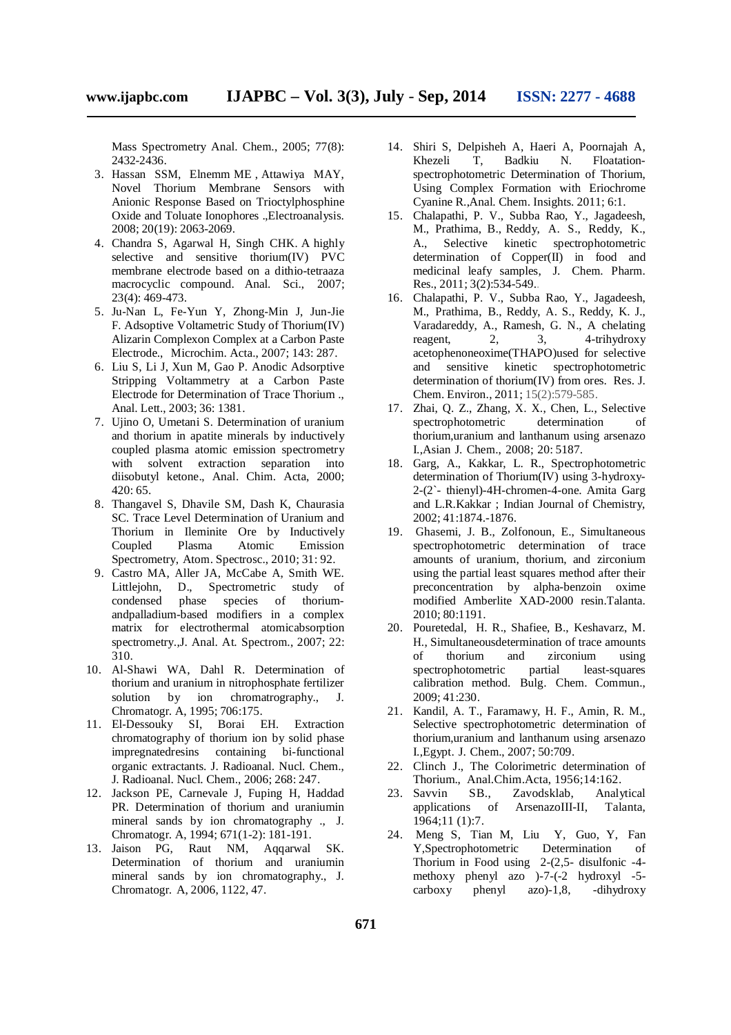Mass Spectrometry Anal. Chem., 2005; 77(8): 2432-2436.

3. Hassan SSM, Elnemm ME , Attawiya MAY, Novel Thorium Membrane Sensors with Anionic Response Based on Trioctylphosphine Oxide and Toluate Ionophores .,Electroanalysis. 2008; 20(19): 2063-2069.
4. Chandra S, Agarwal H, Singh CHK. A highly selective and sensitive thorium(IV) PVC membrane electrode based on a dithio-tetraaza macrocyclic compound. Anal. Sci., 2007; 23(4): 469-473.
5. Ju-Nan L, Fe-Yun Y, Zhong-Min J, Jun-Jie F. Adsoptive Voltametric Study of Thorium(IV) Alizarin Complexon Complex at a Carbon Paste Electrode., Microchim. Acta., 2007; 143: 287.
6. Liu S, Li J, Xun M, Gao P. Anodic Adsorptive Stripping Voltammetry at a Carbon Paste Electrode for Determination of Trace Thorium ., Anal. Lett., 2003; 36: 1381.
7. Ujino O, Umetani S. Determination of uranium and thorium in apatite minerals by inductively coupled plasma atomic emission spectrometry with solvent extraction separation into diisobutyl ketone., Anal. Chim. Acta, 2000; 420: 65.
8. Thangavel S, Dhavile SM, Dash K, Chaurasia SC. Trace Level Determination of Uranium and Thorium in Ileminite Ore by Inductively Coupled Plasma Atomic Emission Spectrometry, Atom. Spectrosc., 2010; 31: 92.
9. Castro MA, Aller JA, McCabe A, Smith WE. Littlejohn, D., Spectrometric study of condensed phase species of thorium-andpalladium-based modifiers in a complex matrix for electrothermal atomicabsorption spectrometry.,J. Anal. At. Spectrom., 2007; 22: 310.
10. Al-Shawi WA, Dahl R. Determination of thorium and uranium in nitrophosphate fertilizer solution by ion chromatrography., J. Chromatogr. A, 1995; 706:175.
11. El-Dessouky SI, Borai EH. Extraction chromatography of thorium ion by solid phase impregnatedresins containing bi-functional organic extractants. J. Radioanal. Nucl. Chem., J. Radioanal. Nucl. Chem., 2006; 268: 247.
12. Jackson PE, Carnevale J, Fuping H, Haddad PR. Determination of thorium and uraniumin mineral sands by ion chromatography ., J. Chromatogr. A, 1994; 671(1-2): 181-191.
13. Jaison PG, Raut NM, Aqqarwal SK. Determination of thorium and uraniumin mineral sands by ion chromatography., J. Chromatogr. A, 2006, 1122, 47.
14. Shiri S, Delpisheh A, Haeri A, Poornajah A, Khezeli T, Badkiu N. Floatation-spectrophotometric Determination of Thorium, Using Complex Formation with Eriochrome Cyanine R.,Anal. Chem. Insights. 2011; 6:1.
15. Chalapathi, P. V., Subba Rao, Y., Jagadeesh, M., Prathima, B., Reddy, A. S., Reddy, K., A., Selective kinetic spectrophotometric determination of Copper(II) in food and medicinal leafy samples, J. Chem. Pharm. Res., 2011; 3(2):534-549..
16. Chalapathi, P. V., Subba Rao, Y., Jagadeesh, M., Prathima, B., Reddy, A. S., Reddy, K. J., Varadareddy, A., Ramesh, G. N., A chelating reagent, 2, 3, 4-trihydroxy acetophenoneoxime(THAPO)used for selective and sensitive kinetic spectrophotometric determination of thorium(IV) from ores. Res. J. Chem. Environ., 2011; 15(2):579-585.
17. Zhai, Q. Z., Zhang, X. X., Chen, L., Selective spectrophotometric determination of thorium,uranium and lanthanum using arsenazo I.,Asian J. Chem., 2008; 20: 5187.
18. Garg, A., Kakkar, L. R., Spectrophotometric determination of Thorium(IV) using 3-hydroxy-2-(2`- thienyl)-4H-chromen-4-one. Amita Garg and L.R.Kakkar ; Indian Journal of Chemistry, 2002; 41:1874.-1876.
19. Ghasemi, J. B., Zolfonoun, E., Simultaneous spectrophotometric determination of trace amounts of uranium, thorium, and zirconium using the partial least squares method after their preconcentration by alpha-benzoin oxime modified Amberlite XAD-2000 resin.Talanta. 2010; 80:1191.
20. Pouretedal, H. R., Shafiee, B., Keshavarz, M. H., Simultaneousdetermination of trace amounts of thorium and zirconium using spectrophotometric partial least-squares calibration method. Bulg. Chem. Commun., 2009; 41:230.
21. Kandil, A. T., Faramawy, H. F., Amin, R. M., Selective spectrophotometric determination of thorium,uranium and lanthanum using arsenazo I.,Egypt. J. Chem., 2007; 50:709.
22. Clinch J., The Colorimetric determination of Thorium., Anal.Chim.Acta, 1956;14:162.
23. Savvin SB., Zavodsklab, Analytical applications of ArsenazoIII-II, Talanta, 1964;11 (1):7.
24. Meng S, Tian M, Liu Y, Guo, Y, Fan Y,Spectrophotometric Determination of Thorium in Food using 2-(2,5- disulfonic -4- methoxy phenyl azo )-7-(-2 hydroxyl -5- carboxy phenyl azo)-1,8, -dihydroxy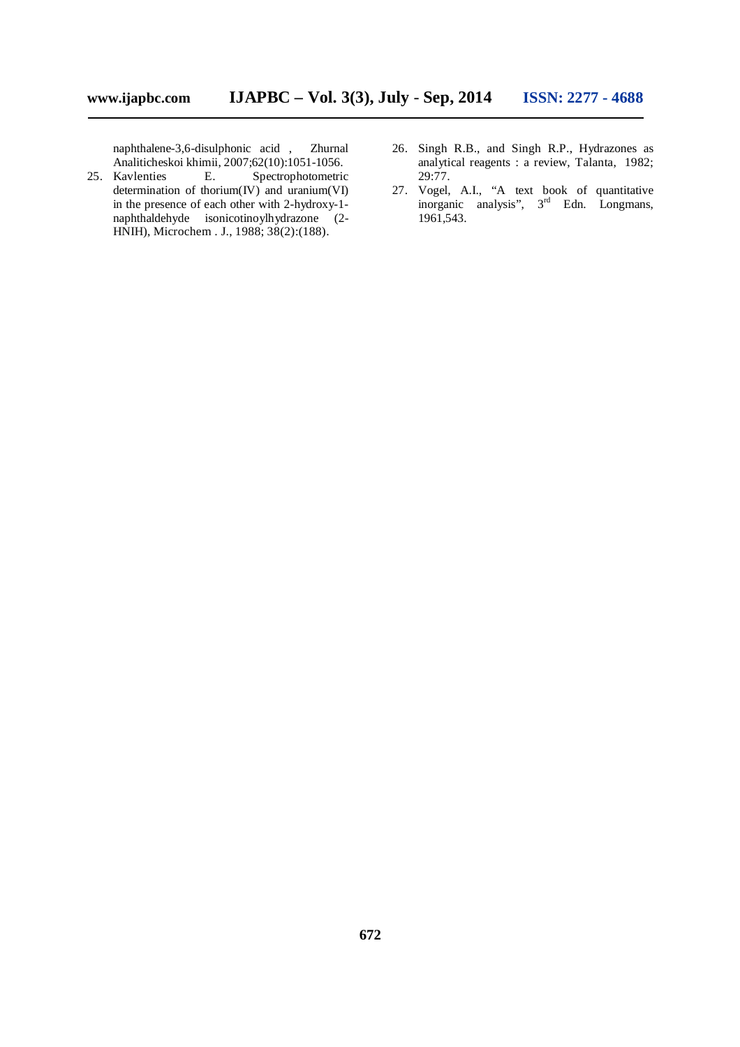naphthalene-3,6-disulphonic acid , Zhurnal Analiticheskoi khimii, 2007;62(10):1051-1056.

25. Kavlenties E. Spectrophotometric determination of thorium(IV) and uranium(VI) in the presence of each other with 2-hydroxy-1-naphthaldehyde isonicotinoylhydrazone (2-HNIH), Microchem . J., 1988; 38(2):(188).
26. Singh R.B., and Singh R.P., Hydrazones as analytical reagents : a review, Talanta, 1982; 29:77.
27. Vogel, A.I., "A text book of quantitative inorganic analysis", 3rd Edn. Longmans, 1961,543.